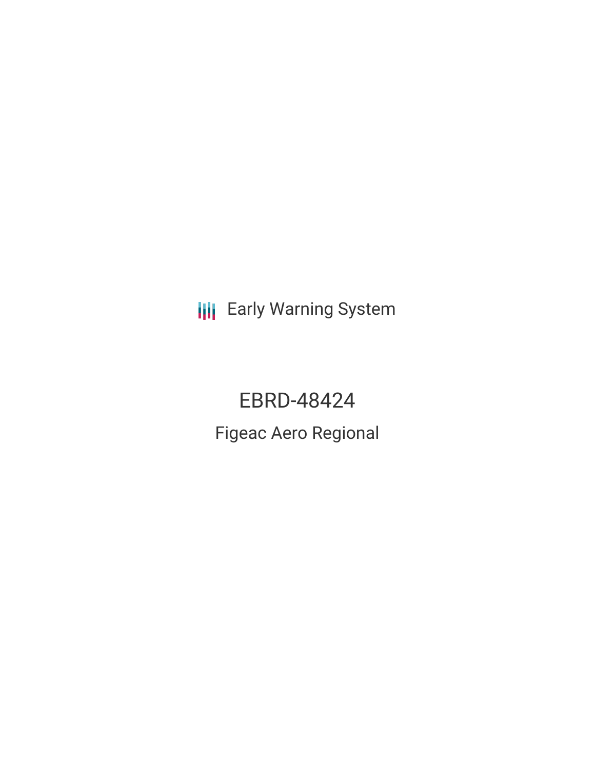Early Warning System

# EBRD-48424

## Figeac Aero Regional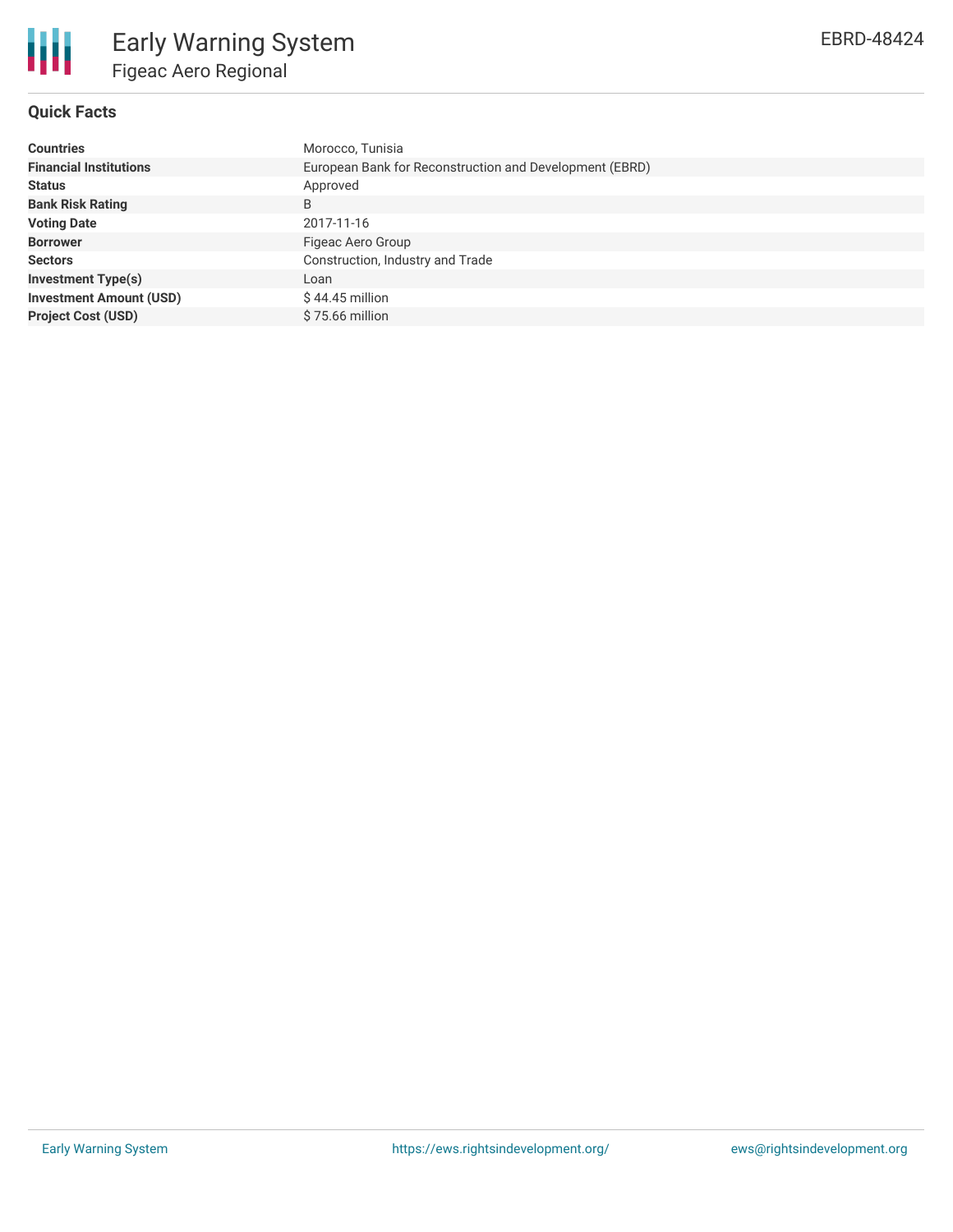# Early Warning System

## Figeac Aero Regional

EBRD-48424

### Quick Facts

| | |
|---|---|
| **Countries** | Morocco, Tunisia |
| **Financial Institutions** | European Bank for Reconstruction and Development (EBRD) |
| **Status** | Approved |
| **Bank Risk Rating** | B |
| **Voting Date** | 2017-11-16 |
| **Borrower** | Figeac Aero Group |
| **Sectors** | Construction, Industry and Trade |
| **Investment Type(s)** | Loan |
| **Investment Amount (USD)** | $ 44.45 million |
| **Project Cost (USD)** | $ 75.66 million |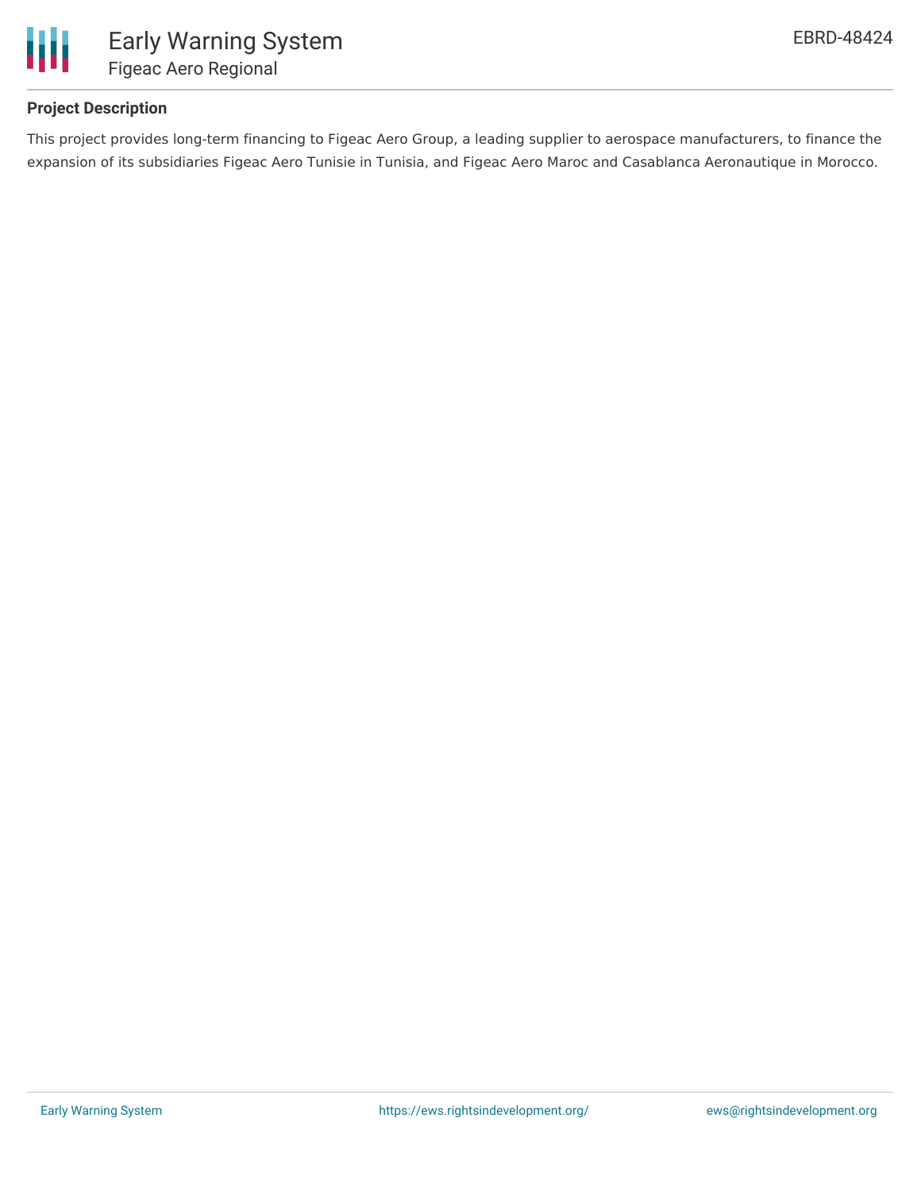### Project Description

This project provides long-term financing to Figeac Aero Group, a leading supplier to aerospace manufacturers, to finance the expansion of its subsidiaries Figeac Aero Tunisie in Tunisia, and Figeac Aero Maroc and Casablanca Aeronautique in Morocco.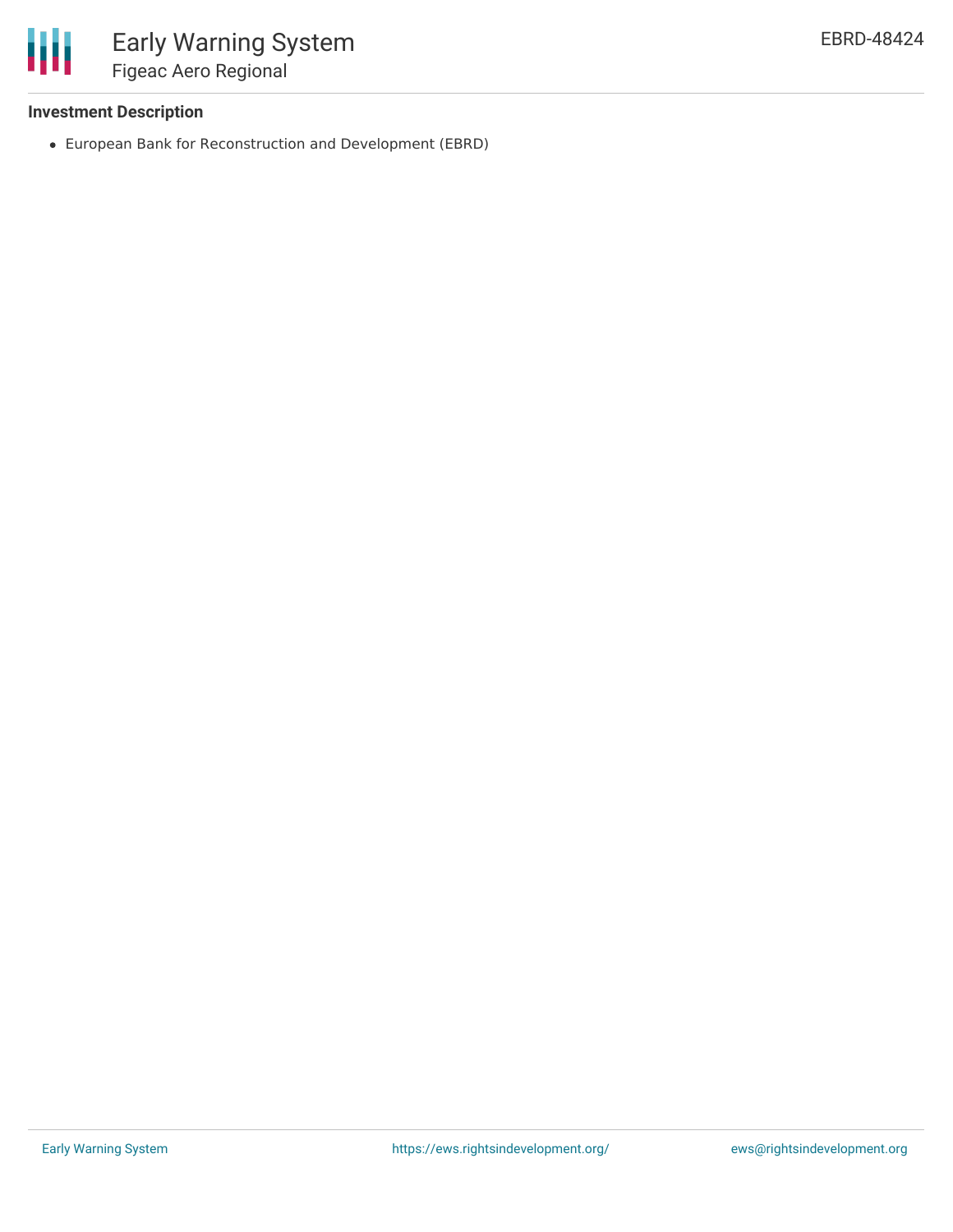### Investment Description

- European Bank for Reconstruction and Development (EBRD)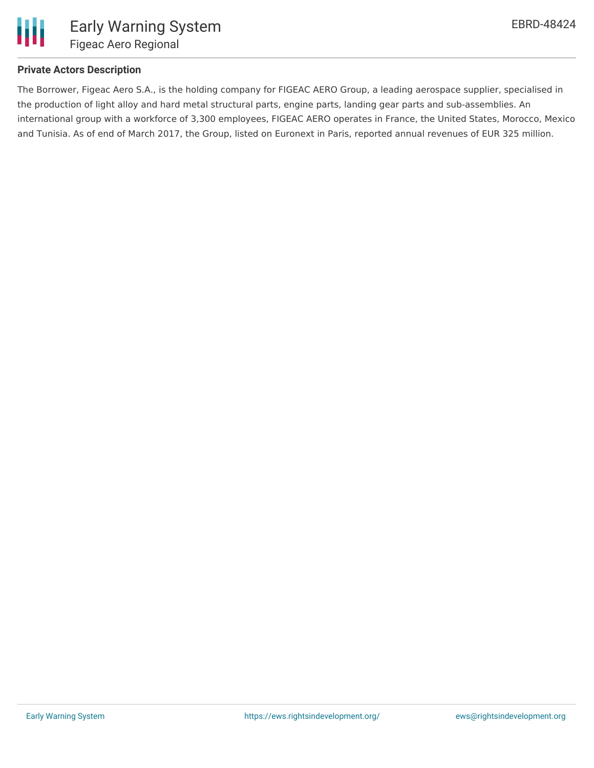**Private Actors Description**

The Borrower, Figeac Aero S.A., is the holding company for FIGEAC AERO Group, a leading aerospace supplier, specialised in the production of light alloy and hard metal structural parts, engine parts, landing gear parts and sub-assemblies. An international group with a workforce of 3,300 employees, FIGEAC AERO operates in France, the United States, Morocco, Mexico and Tunisia. As of end of March 2017, the Group, listed on Euronext in Paris, reported annual revenues of EUR 325 million.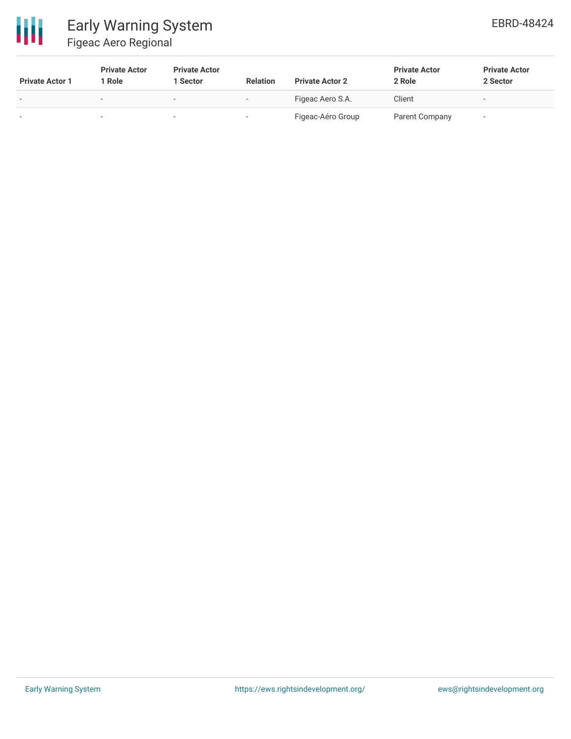| Private Actor 1 | Private Actor 1 Role | Private Actor 1 Sector | Relation | Private Actor 2 | Private Actor 2 Role | Private Actor 2 Sector |
|---|---|---|---|---|---|---|
| - | - | - | - | Figeac Aero S.A. | Client | - |
| - | - | - | - | Figeac-Aéro Group | Parent Company | - |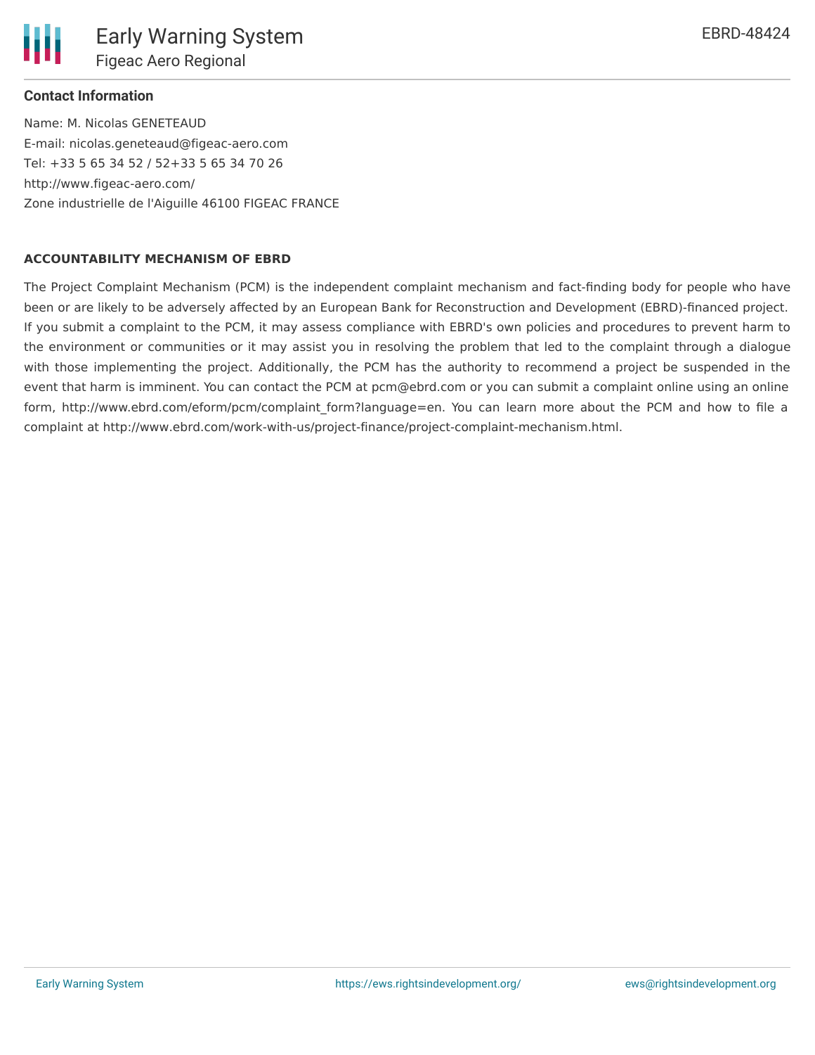#### Contact Information

Name: M. Nicolas GENETEAUD
E-mail: nicolas.geneteaud@figeac-aero.com
Tel: +33 5 65 34 52 / 52+33 5 65 34 70 26
http://www.figeac-aero.com/
Zone industrielle de l'Aiguille 46100 FIGEAC FRANCE

**ACCOUNTABILITY MECHANISM OF EBRD**

The Project Complaint Mechanism (PCM) is the independent complaint mechanism and fact-finding body for people who have been or are likely to be adversely affected by an European Bank for Reconstruction and Development (EBRD)-financed project. If you submit a complaint to the PCM, it may assess compliance with EBRD's own policies and procedures to prevent harm to the environment or communities or it may assist you in resolving the problem that led to the complaint through a dialogue with those implementing the project. Additionally, the PCM has the authority to recommend a project be suspended in the event that harm is imminent. You can contact the PCM at pcm@ebrd.com or you can submit a complaint online using an online form, http://www.ebrd.com/eform/pcm/complaint_form?language=en. You can learn more about the PCM and how to file a complaint at http://www.ebrd.com/work-with-us/project-finance/project-complaint-mechanism.html.